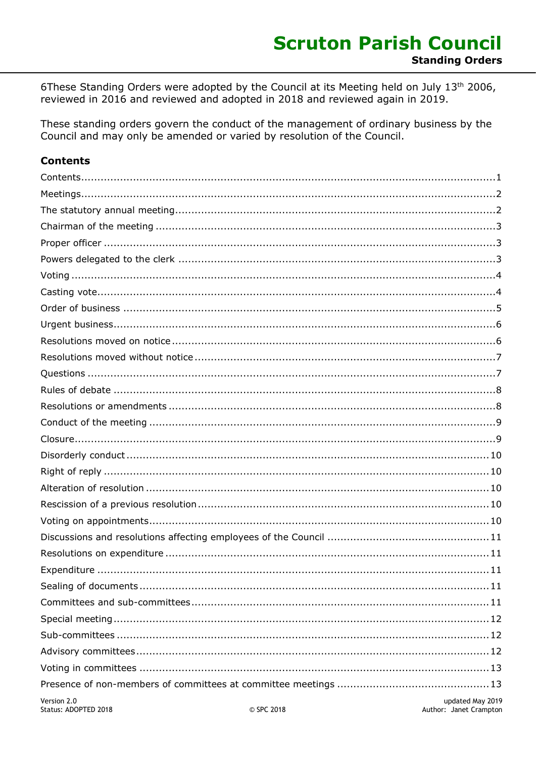# Scruton Parish Council

## Standing Orders

6These Standing Orders were adopted by the Council at its Meeting held on July 13th 2006, reviewed in 2016 and reviewed and adopted in 2018 and reviewed again in 2019.

These standing orders govern the conduct of the management of ordinary business by the Council and may only be amended or varied by resolution of the Council.

### Contents

Contents.....1
Meetings.....2
The statutory annual meeting.....2
Chairman of the meeting.....3
Proper officer.....3
Powers delegated to the clerk.....3
Voting.....4
Casting vote.....4
Order of business.....5
Urgent business.....6
Resolutions moved on notice.....6
Resolutions moved without notice.....7
Questions.....7
Rules of debate.....8
Resolutions or amendments.....8
Conduct of the meeting.....9
Closure.....9
Disorderly conduct.....10
Right of reply.....10
Alteration of resolution.....10
Rescission of a previous resolution.....10
Voting on appointments.....10
Discussions and resolutions affecting employees of the Council.....11
Resolutions on expenditure.....11
Expenditure.....11
Sealing of documents.....11
Committees and sub-committees.....11
Special meeting.....12
Sub-committees.....12
Advisory committees.....12
Voting in committees.....13
Presence of non-members of committees at committee meetings.....13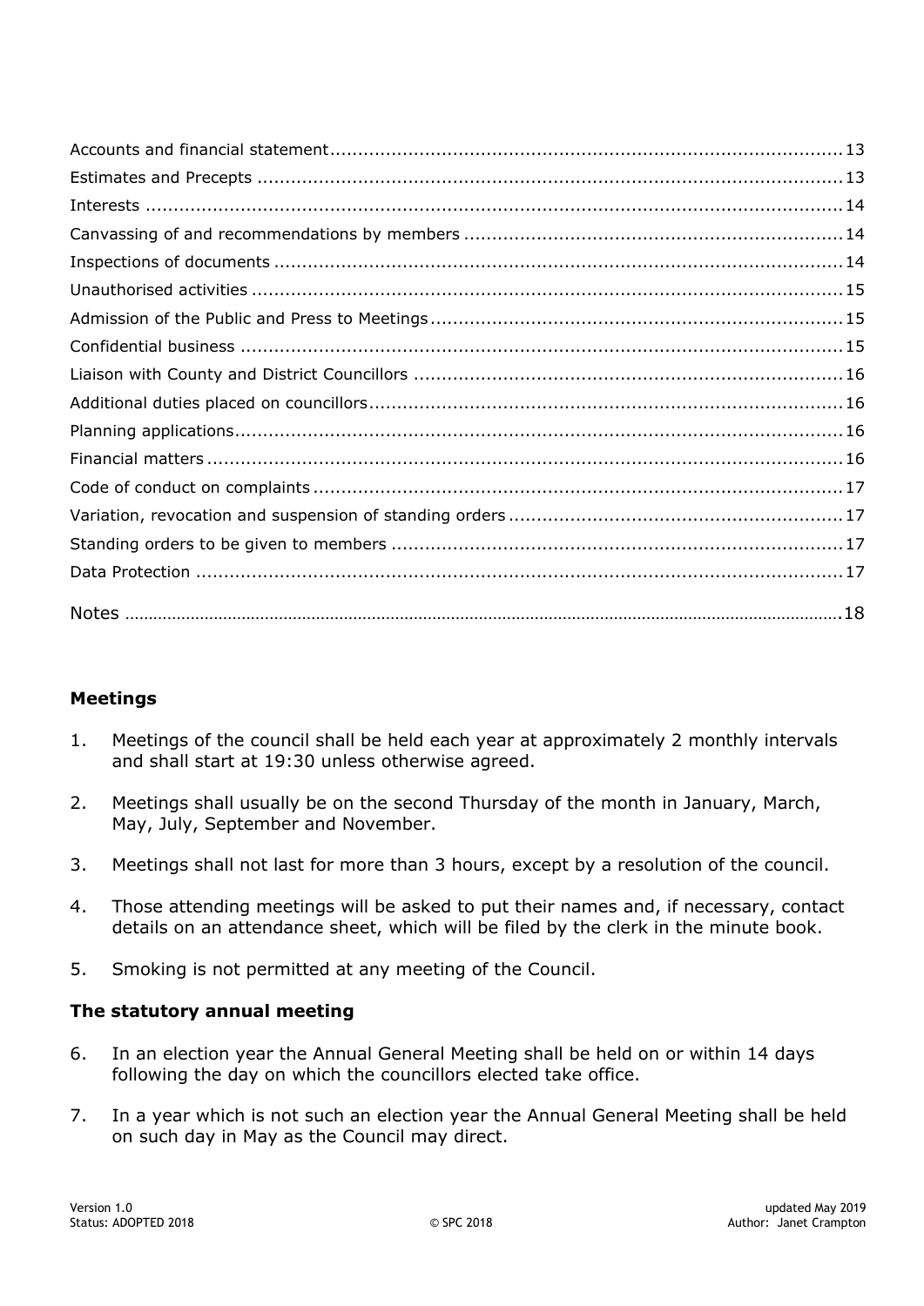Accounts and financial statement ........................................................................................ 13
Estimates and Precepts ...................................................................................................... 13
Interests ............................................................................................................................ 14
Canvassing of and recommendations by members .............................................................. 14
Inspections of documents ................................................................................................... 14
Unauthorised activities ........................................................................................................ 15
Admission of the Public and Press to Meetings ..................................................................... 15
Confidential business .......................................................................................................... 15
Liaison with County and District Councillors ......................................................................... 16
Additional duties placed on councillors ................................................................................. 16
Planning applications ........................................................................................................... 16
Financial matters ................................................................................................................ 16
Code of conduct on complaints ............................................................................................ 17
Variation, revocation and suspension of standing orders ...................................................... 17
Standing orders to be given to members ............................................................................. 17
Data Protection ................................................................................................................... 17

Notes .................................................................................................................................. 18

### Meetings

1. Meetings of the council shall be held each year at approximately 2 monthly intervals and shall start at 19:30 unless otherwise agreed.

2. Meetings shall usually be on the second Thursday of the month in January, March, May, July, September and November.

3. Meetings shall not last for more than 3 hours, except by a resolution of the council.

4. Those attending meetings will be asked to put their names and, if necessary, contact details on an attendance sheet, which will be filed by the clerk in the minute book.

5. Smoking is not permitted at any meeting of the Council.

### The statutory annual meeting

6. In an election year the Annual General Meeting shall be held on or within 14 days following the day on which the councillors elected take office.

7. In a year which is not such an election year the Annual General Meeting shall be held on such day in May as the Council may direct.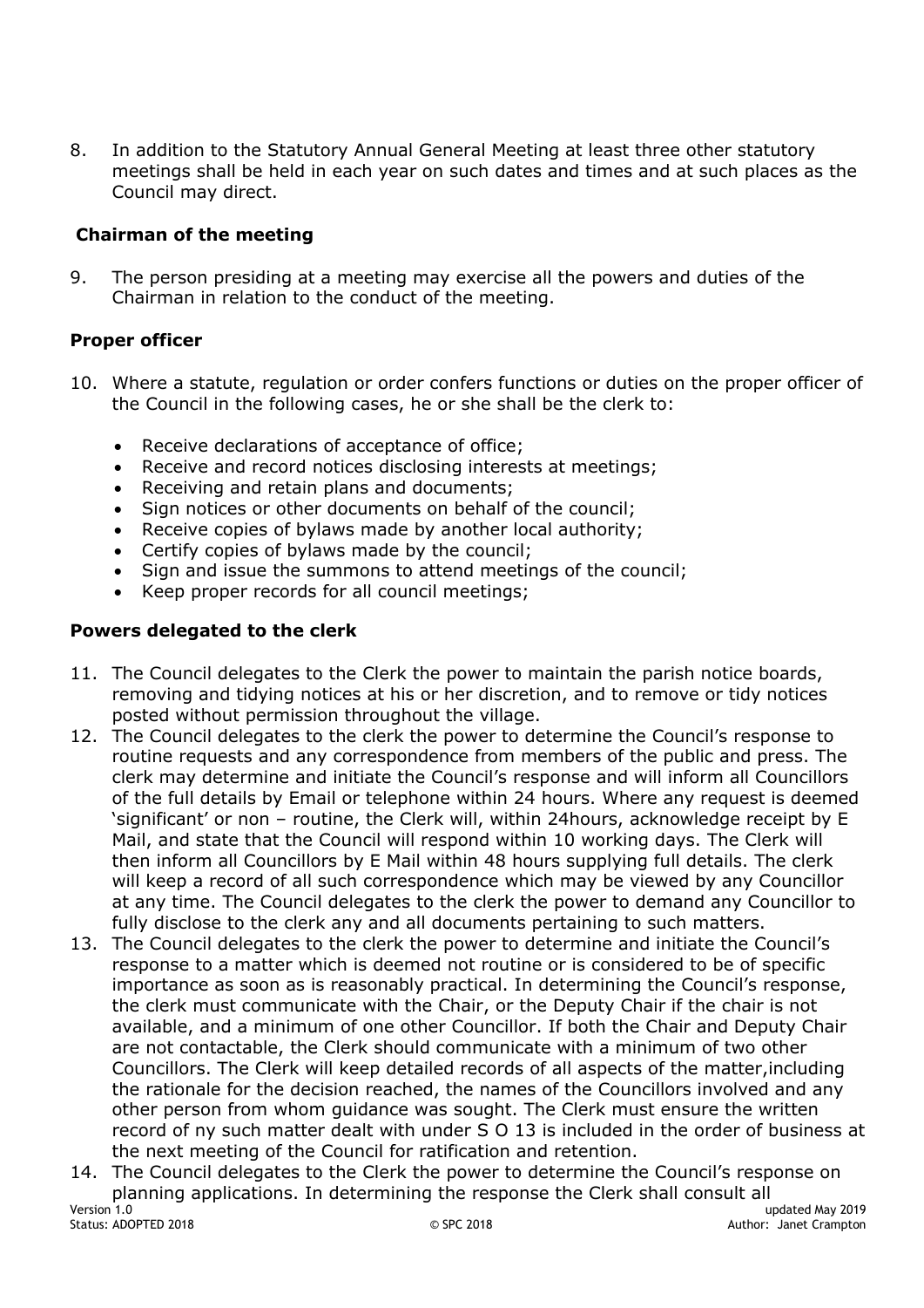8. In addition to the Statutory Annual General Meeting at least three other statutory meetings shall be held in each year on such dates and times and at such places as the Council may direct.

### Chairman of the meeting

9. The person presiding at a meeting may exercise all the powers and duties of the Chairman in relation to the conduct of the meeting.

### Proper officer

10. Where a statute, regulation or order confers functions or duties on the proper officer of the Council in the following cases, he or she shall be the clerk to:

    - Receive declarations of acceptance of office;
    - Receive and record notices disclosing interests at meetings;
    - Receiving and retain plans and documents;
    - Sign notices or other documents on behalf of the council;
    - Receive copies of bylaws made by another local authority;
    - Certify copies of bylaws made by the council;
    - Sign and issue the summons to attend meetings of the council;
    - Keep proper records for all council meetings;

### Powers delegated to the clerk

11. The Council delegates to the Clerk the power to maintain the parish notice boards, removing and tidying notices at his or her discretion, and to remove or tidy notices posted without permission throughout the village.
12. The Council delegates to the clerk the power to determine the Council's response to routine requests and any correspondence from members of the public and press. The clerk may determine and initiate the Council's response and will inform all Councillors of the full details by Email or telephone within 24 hours. Where any request is deemed 'significant' or non – routine, the Clerk will, within 24hours, acknowledge receipt by E Mail, and state that the Council will respond within 10 working days. The Clerk will then inform all Councillors by E Mail within 48 hours supplying full details. The clerk will keep a record of all such correspondence which may be viewed by any Councillor at any time. The Council delegates to the clerk the power to demand any Councillor to fully disclose to the clerk any and all documents pertaining to such matters.
13. The Council delegates to the clerk the power to determine and initiate the Council's response to a matter which is deemed not routine or is considered to be of specific importance as soon as is reasonably practical. In determining the Council's response, the clerk must communicate with the Chair, or the Deputy Chair if the chair is not available, and a minimum of one other Councillor. If both the Chair and Deputy Chair are not contactable, the Clerk should communicate with a minimum of two other Councillors. The Clerk will keep detailed records of all aspects of the matter,including the rationale for the decision reached, the names of the Councillors involved and any other person from whom guidance was sought. The Clerk must ensure the written record of ny such matter dealt with under S O 13 is included in the order of business at the next meeting of the Council for ratification and retention.
14. The Council delegates to the Clerk the power to determine the Council's response on planning applications. In determining the response the Clerk shall consult all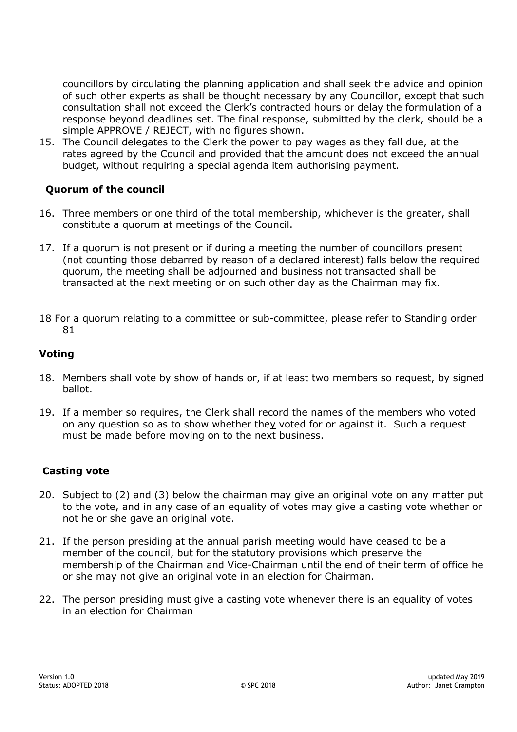councillors by circulating the planning application and shall seek the advice and opinion of such other experts as shall be thought necessary by any Councillor, except that such consultation shall not exceed the Clerk's contracted hours or delay the formulation of a response beyond deadlines set. The final response, submitted by the clerk, should be a simple APPROVE / REJECT, with no figures shown.

15. The Council delegates to the Clerk the power to pay wages as they fall due, at the rates agreed by the Council and provided that the amount does not exceed the annual budget, without requiring a special agenda item authorising payment.

### Quorum of the council

16. Three members or one third of the total membership, whichever is the greater, shall constitute a quorum at meetings of the Council.

17. If a quorum is not present or if during a meeting the number of councillors present (not counting those debarred by reason of a declared interest) falls below the required quorum, the meeting shall be adjourned and business not transacted shall be transacted at the next meeting or on such other day as the Chairman may fix.

18 For a quorum relating to a committee or sub-committee, please refer to Standing order 81

### Voting

18. Members shall vote by show of hands or, if at least two members so request, by signed ballot.

19. If a member so requires, the Clerk shall record the names of the members who voted on any question so as to show whether they voted for or against it. Such a request must be made before moving on to the next business.

### Casting vote

20. Subject to (2) and (3) below the chairman may give an original vote on any matter put to the vote, and in any case of an equality of votes may give a casting vote whether or not he or she gave an original vote.

21. If the person presiding at the annual parish meeting would have ceased to be a member of the council, but for the statutory provisions which preserve the membership of the Chairman and Vice-Chairman until the end of their term of office he or she may not give an original vote in an election for Chairman.

22. The person presiding must give a casting vote whenever there is an equality of votes in an election for Chairman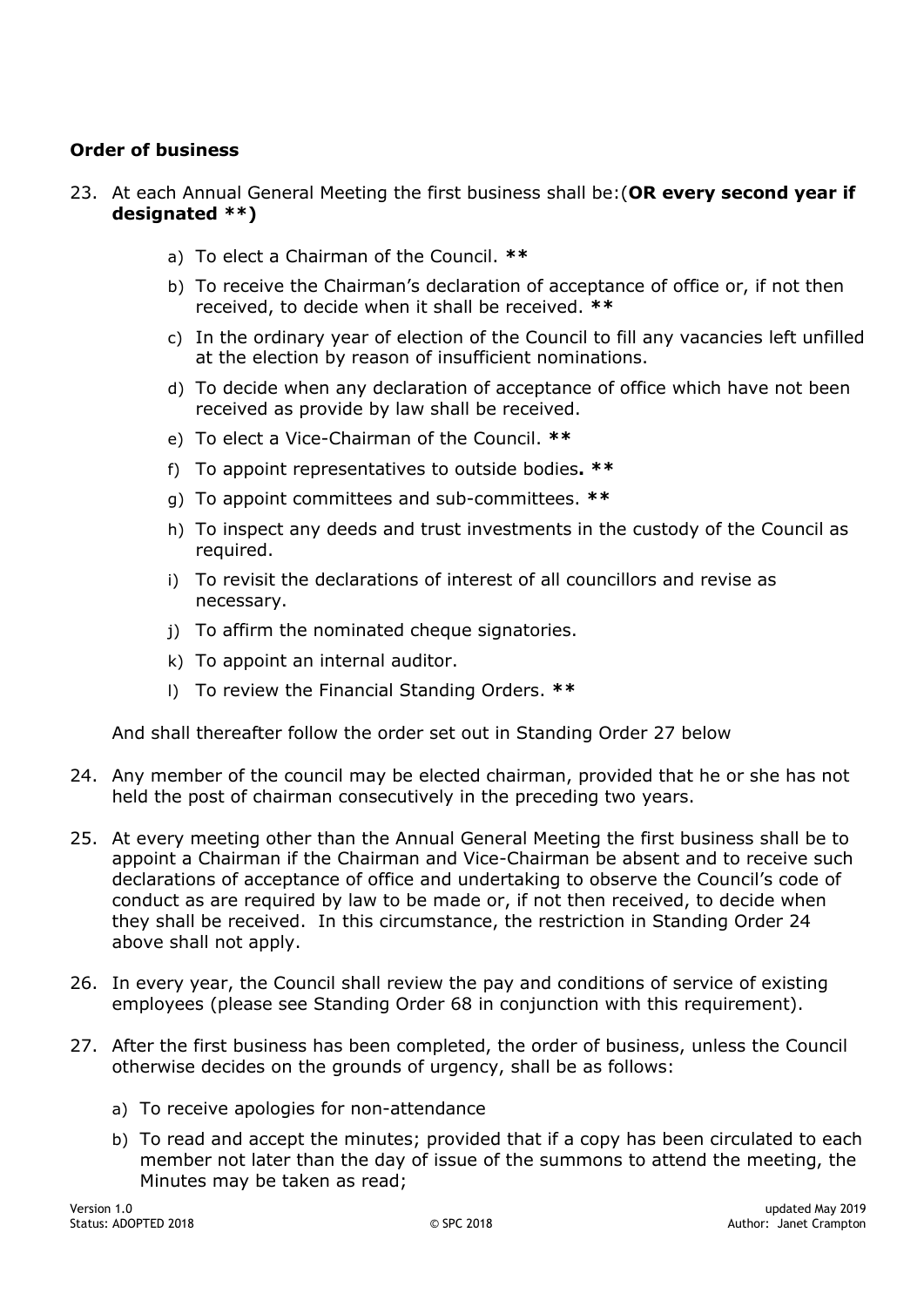**Order of business**

23. At each Annual General Meeting the first business shall be:(**OR every second year if designated \*\*)**

    a) To elect a Chairman of the Council. **\*\***

    b) To receive the Chairman's declaration of acceptance of office or, if not then received, to decide when it shall be received. **\*\***

    c) In the ordinary year of election of the Council to fill any vacancies left unfilled at the election by reason of insufficient nominations.

    d) To decide when any declaration of acceptance of office which have not been received as provide by law shall be received.

    e) To elect a Vice-Chairman of the Council. **\*\***

    f) To appoint representatives to outside bodies**. \*\***

    g) To appoint committees and sub-committees. **\*\***

    h) To inspect any deeds and trust investments in the custody of the Council as required.

    i) To revisit the declarations of interest of all councillors and revise as necessary.

    j) To affirm the nominated cheque signatories.

    k) To appoint an internal auditor.

    l) To review the Financial Standing Orders. **\*\***

    And shall thereafter follow the order set out in Standing Order 27 below

24. Any member of the council may be elected chairman, provided that he or she has not held the post of chairman consecutively in the preceding two years.

25. At every meeting other than the Annual General Meeting the first business shall be to appoint a Chairman if the Chairman and Vice-Chairman be absent and to receive such declarations of acceptance of office and undertaking to observe the Council's code of conduct as are required by law to be made or, if not then received, to decide when they shall be received. In this circumstance, the restriction in Standing Order 24 above shall not apply.

26. In every year, the Council shall review the pay and conditions of service of existing employees (please see Standing Order 68 in conjunction with this requirement).

27. After the first business has been completed, the order of business, unless the Council otherwise decides on the grounds of urgency, shall be as follows:

    a) To receive apologies for non-attendance

    b) To read and accept the minutes; provided that if a copy has been circulated to each member not later than the day of issue of the summons to attend the meeting, the Minutes may be taken as read;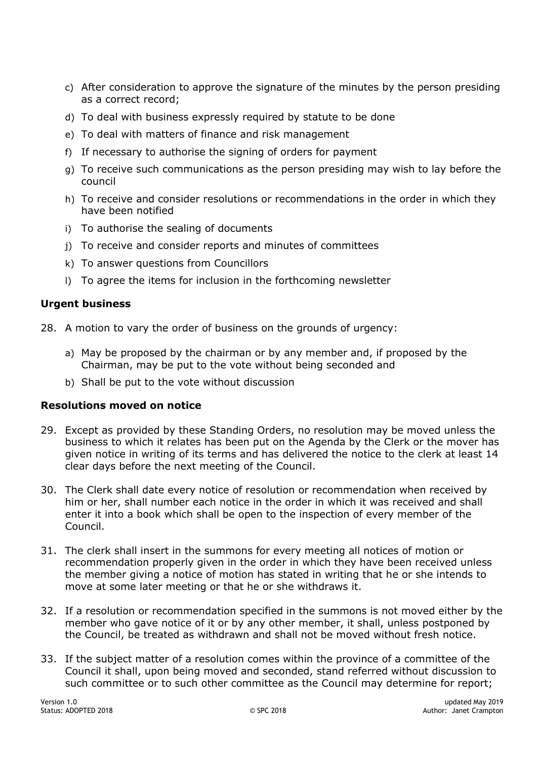c) After consideration to approve the signature of the minutes by the person presiding as a correct record;
d) To deal with business expressly required by statute to be done
e) To deal with matters of finance and risk management
f) If necessary to authorise the signing of orders for payment
g) To receive such communications as the person presiding may wish to lay before the council
h) To receive and consider resolutions or recommendations in the order in which they have been notified
i) To authorise the sealing of documents
j) To receive and consider reports and minutes of committees
k) To answer questions from Councillors
l) To agree the items for inclusion in the forthcoming newsletter

**Urgent business**

28. A motion to vary the order of business on the grounds of urgency:

    a) May be proposed by the chairman or by any member and, if proposed by the Chairman, may be put to the vote without being seconded and
    b) Shall be put to the vote without discussion

**Resolutions moved on notice**

29. Except as provided by these Standing Orders, no resolution may be moved unless the business to which it relates has been put on the Agenda by the Clerk or the mover has given notice in writing of its terms and has delivered the notice to the clerk at least 14 clear days before the next meeting of the Council.

30. The Clerk shall date every notice of resolution or recommendation when received by him or her, shall number each notice in the order in which it was received and shall enter it into a book which shall be open to the inspection of every member of the Council.

31. The clerk shall insert in the summons for every meeting all notices of motion or recommendation properly given in the order in which they have been received unless the member giving a notice of motion has stated in writing that he or she intends to move at some later meeting or that he or she withdraws it.

32. If a resolution or recommendation specified in the summons is not moved either by the member who gave notice of it or by any other member, it shall, unless postponed by the Council, be treated as withdrawn and shall not be moved without fresh notice.

33. If the subject matter of a resolution comes within the province of a committee of the Council it shall, upon being moved and seconded, stand referred without discussion to such committee or to such other committee as the Council may determine for report;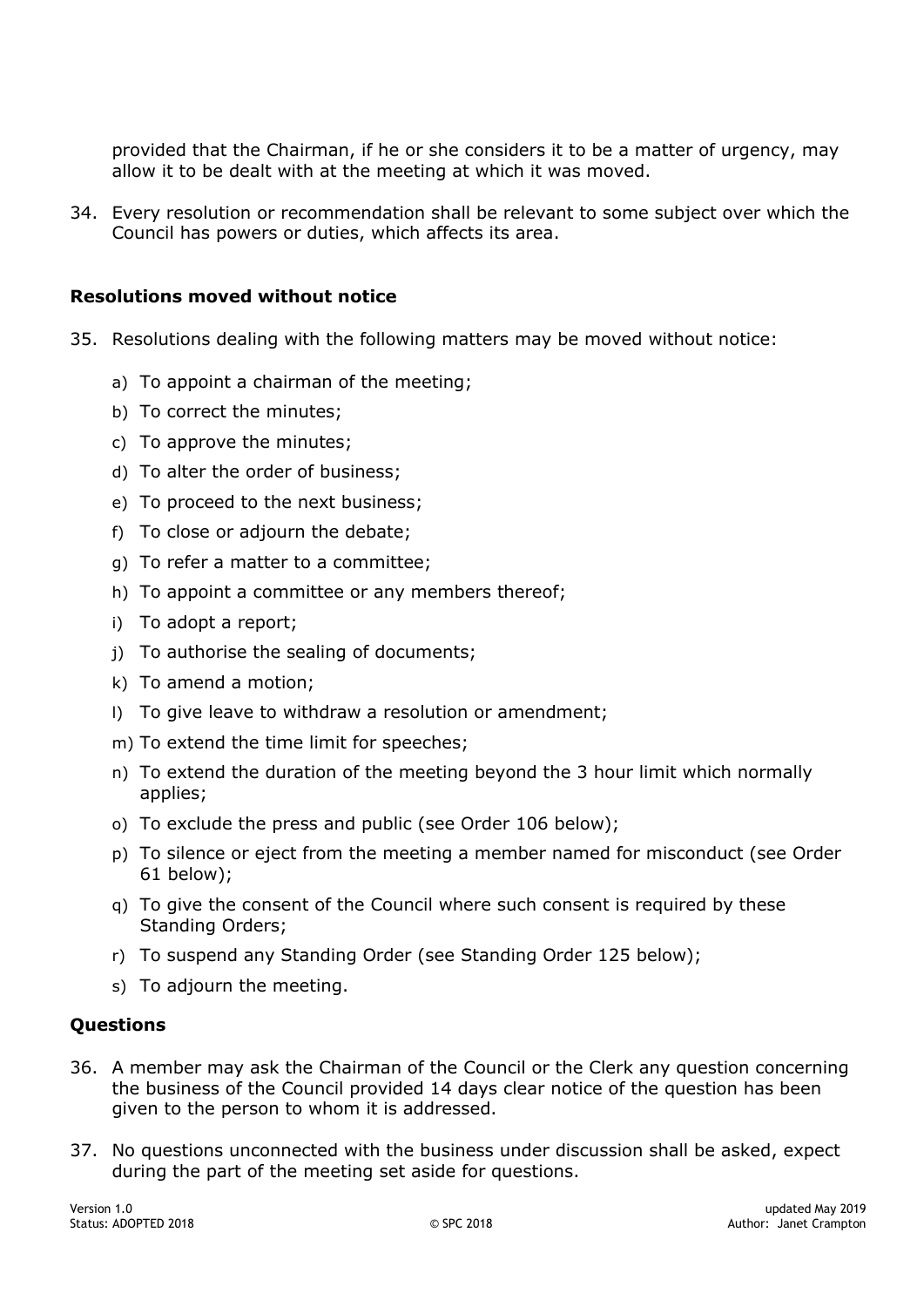provided that the Chairman, if he or she considers it to be a matter of urgency, may allow it to be dealt with at the meeting at which it was moved.

34. Every resolution or recommendation shall be relevant to some subject over which the Council has powers or duties, which affects its area.

### Resolutions moved without notice

35. Resolutions dealing with the following matters may be moved without notice:

    a) To appoint a chairman of the meeting;
    b) To correct the minutes;
    c) To approve the minutes;
    d) To alter the order of business;
    e) To proceed to the next business;
    f) To close or adjourn the debate;
    g) To refer a matter to a committee;
    h) To appoint a committee or any members thereof;
    i) To adopt a report;
    j) To authorise the sealing of documents;
    k) To amend a motion;
    l) To give leave to withdraw a resolution or amendment;
    m) To extend the time limit for speeches;
    n) To extend the duration of the meeting beyond the 3 hour limit which normally applies;
    o) To exclude the press and public (see Order 106 below);
    p) To silence or eject from the meeting a member named for misconduct (see Order 61 below);
    q) To give the consent of the Council where such consent is required by these Standing Orders;
    r) To suspend any Standing Order (see Standing Order 125 below);
    s) To adjourn the meeting.

### Questions

36. A member may ask the Chairman of the Council or the Clerk any question concerning the business of the Council provided 14 days clear notice of the question has been given to the person to whom it is addressed.

37. No questions unconnected with the business under discussion shall be asked, expect during the part of the meeting set aside for questions.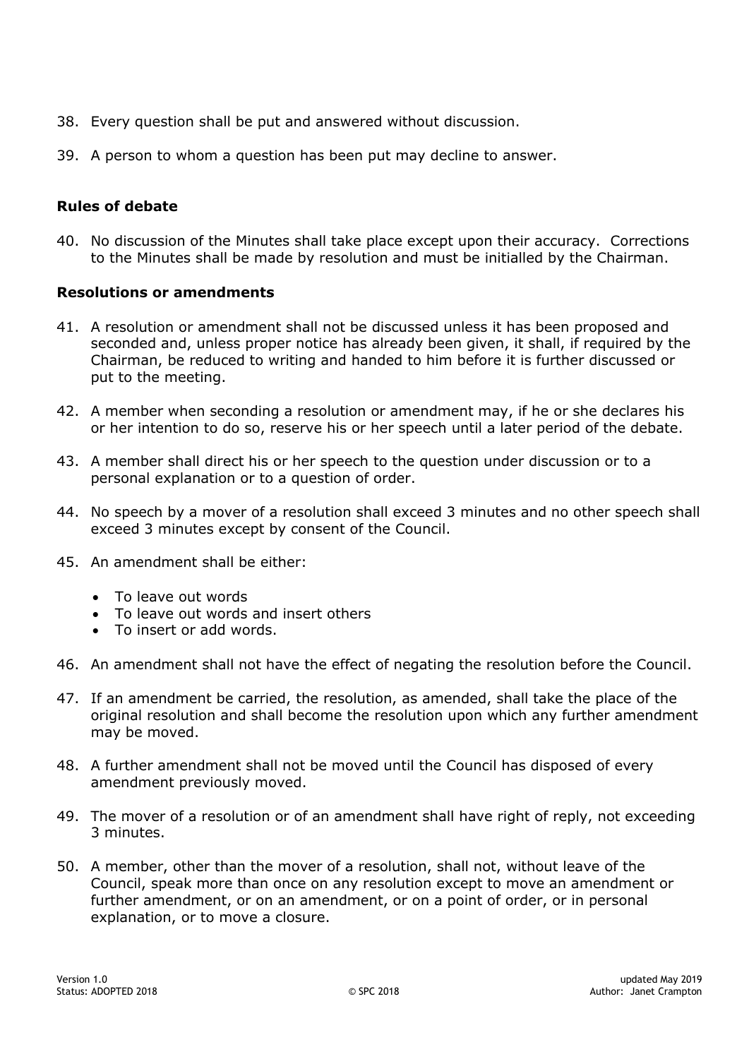38. Every question shall be put and answered without discussion.

39. A person to whom a question has been put may decline to answer.

### Rules of debate

40. No discussion of the Minutes shall take place except upon their accuracy. Corrections to the Minutes shall be made by resolution and must be initialled by the Chairman.

### Resolutions or amendments

41. A resolution or amendment shall not be discussed unless it has been proposed and seconded and, unless proper notice has already been given, it shall, if required by the Chairman, be reduced to writing and handed to him before it is further discussed or put to the meeting.

42. A member when seconding a resolution or amendment may, if he or she declares his or her intention to do so, reserve his or her speech until a later period of the debate.

43. A member shall direct his or her speech to the question under discussion or to a personal explanation or to a question of order.

44. No speech by a mover of a resolution shall exceed 3 minutes and no other speech shall exceed 3 minutes except by consent of the Council.

45. An amendment shall be either:
    - To leave out words
    - To leave out words and insert others
    - To insert or add words.

46. An amendment shall not have the effect of negating the resolution before the Council.

47. If an amendment be carried, the resolution, as amended, shall take the place of the original resolution and shall become the resolution upon which any further amendment may be moved.

48. A further amendment shall not be moved until the Council has disposed of every amendment previously moved.

49. The mover of a resolution or of an amendment shall have right of reply, not exceeding 3 minutes.

50. A member, other than the mover of a resolution, shall not, without leave of the Council, speak more than once on any resolution except to move an amendment or further amendment, or on an amendment, or on a point of order, or in personal explanation, or to move a closure.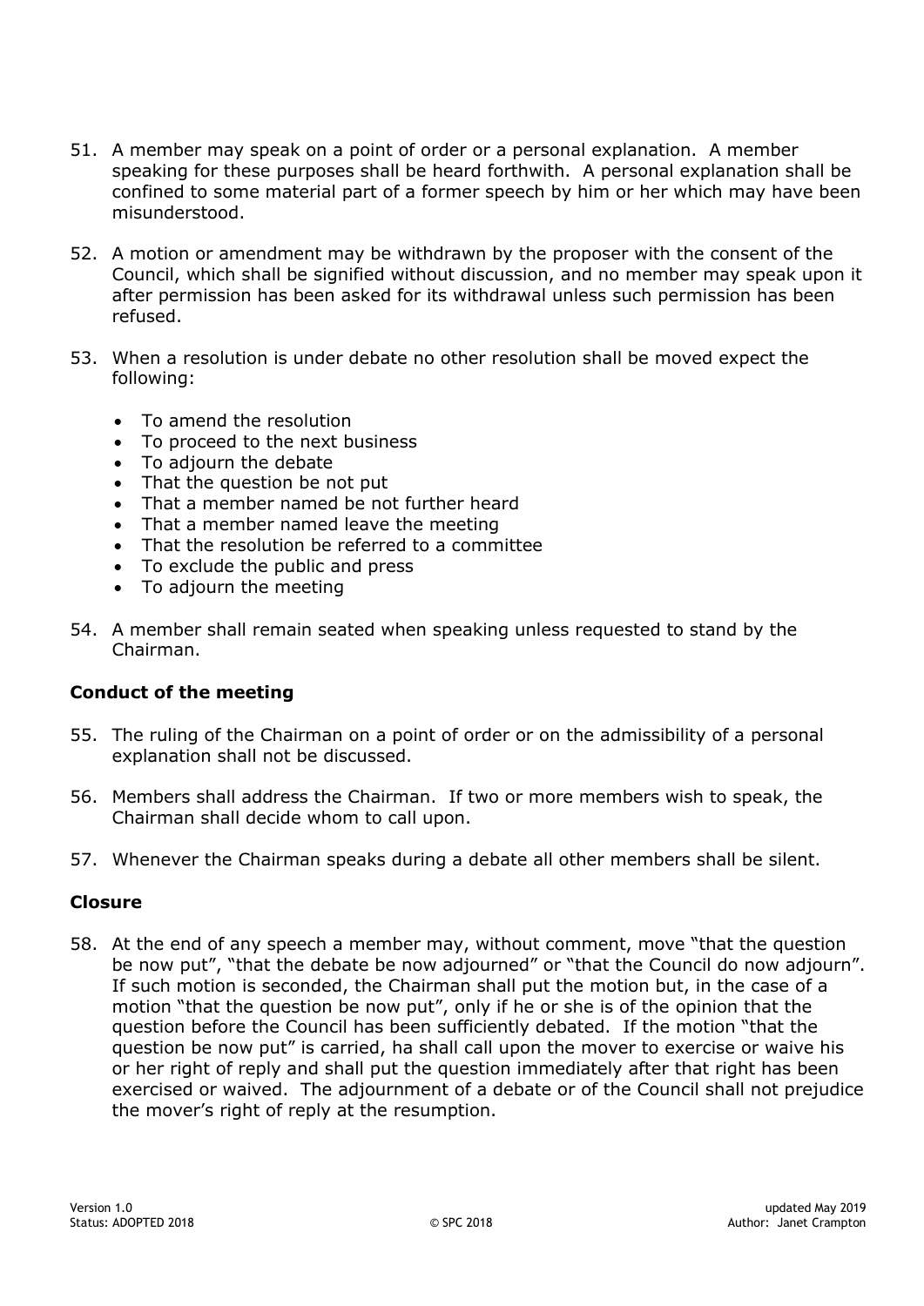51. A member may speak on a point of order or a personal explanation. A member speaking for these purposes shall be heard forthwith. A personal explanation shall be confined to some material part of a former speech by him or her which may have been misunderstood.

52. A motion or amendment may be withdrawn by the proposer with the consent of the Council, which shall be signified without discussion, and no member may speak upon it after permission has been asked for its withdrawal unless such permission has been refused.

53. When a resolution is under debate no other resolution shall be moved expect the following:

    - To amend the resolution
    - To proceed to the next business
    - To adjourn the debate
    - That the question be not put
    - That a member named be not further heard
    - That a member named leave the meeting
    - That the resolution be referred to a committee
    - To exclude the public and press
    - To adjourn the meeting

54. A member shall remain seated when speaking unless requested to stand by the Chairman.

### Conduct of the meeting

55. The ruling of the Chairman on a point of order or on the admissibility of a personal explanation shall not be discussed.

56. Members shall address the Chairman. If two or more members wish to speak, the Chairman shall decide whom to call upon.

57. Whenever the Chairman speaks during a debate all other members shall be silent.

### Closure

58. At the end of any speech a member may, without comment, move "that the question be now put", "that the debate be now adjourned" or "that the Council do now adjourn". If such motion is seconded, the Chairman shall put the motion but, in the case of a motion "that the question be now put", only if he or she is of the opinion that the question before the Council has been sufficiently debated. If the motion "that the question be now put" is carried, ha shall call upon the mover to exercise or waive his or her right of reply and shall put the question immediately after that right has been exercised or waived. The adjournment of a debate or of the Council shall not prejudice the mover's right of reply at the resumption.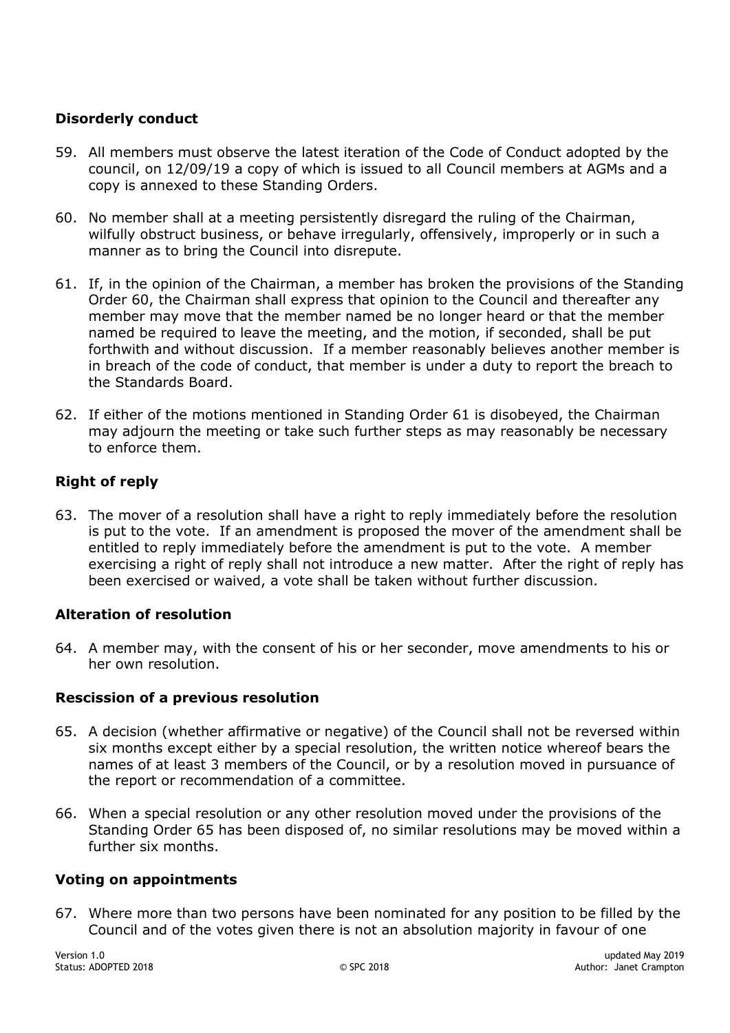### Disorderly conduct

59. All members must observe the latest iteration of the Code of Conduct adopted by the council, on 12/09/19 a copy of which is issued to all Council members at AGMs and a copy is annexed to these Standing Orders.

60. No member shall at a meeting persistently disregard the ruling of the Chairman, wilfully obstruct business, or behave irregularly, offensively, improperly or in such a manner as to bring the Council into disrepute.

61. If, in the opinion of the Chairman, a member has broken the provisions of the Standing Order 60, the Chairman shall express that opinion to the Council and thereafter any member may move that the member named be no longer heard or that the member named be required to leave the meeting, and the motion, if seconded, shall be put forthwith and without discussion. If a member reasonably believes another member is in breach of the code of conduct, that member is under a duty to report the breach to the Standards Board.

62. If either of the motions mentioned in Standing Order 61 is disobeyed, the Chairman may adjourn the meeting or take such further steps as may reasonably be necessary to enforce them.

### Right of reply

63. The mover of a resolution shall have a right to reply immediately before the resolution is put to the vote. If an amendment is proposed the mover of the amendment shall be entitled to reply immediately before the amendment is put to the vote. A member exercising a right of reply shall not introduce a new matter. After the right of reply has been exercised or waived, a vote shall be taken without further discussion.

### Alteration of resolution

64. A member may, with the consent of his or her seconder, move amendments to his or her own resolution.

### Rescission of a previous resolution

65. A decision (whether affirmative or negative) of the Council shall not be reversed within six months except either by a special resolution, the written notice whereof bears the names of at least 3 members of the Council, or by a resolution moved in pursuance of the report or recommendation of a committee.

66. When a special resolution or any other resolution moved under the provisions of the Standing Order 65 has been disposed of, no similar resolutions may be moved within a further six months.

### Voting on appointments

67. Where more than two persons have been nominated for any position to be filled by the Council and of the votes given there is not an absolution majority in favour of one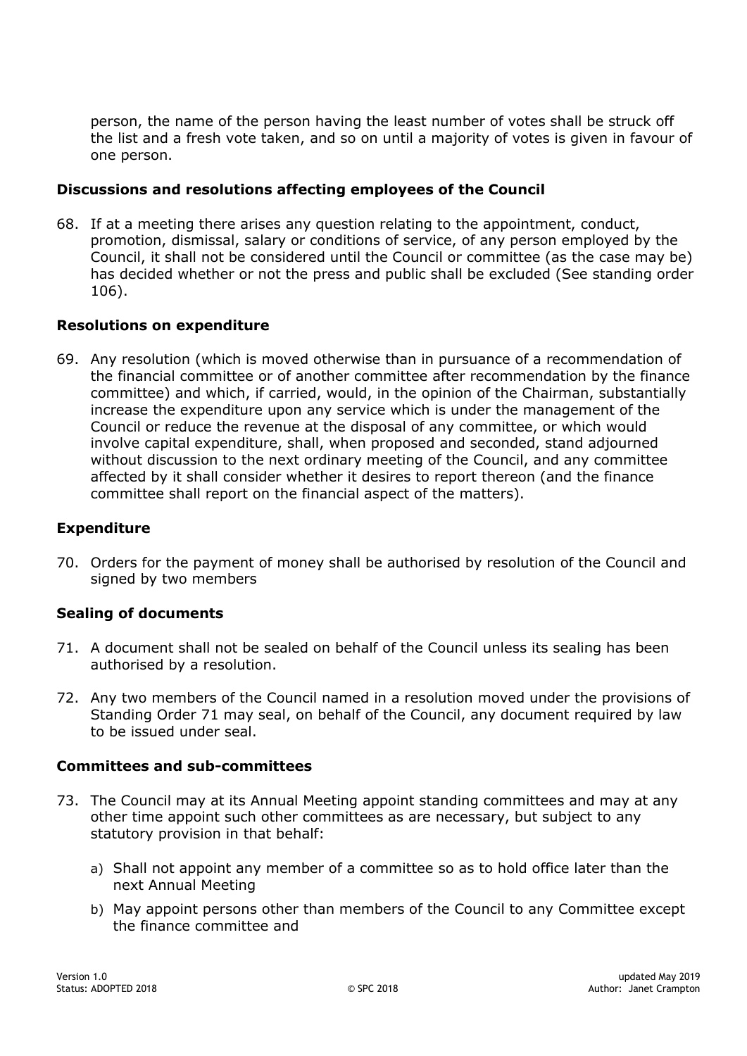person, the name of the person having the least number of votes shall be struck off the list and a fresh vote taken, and so on until a majority of votes is given in favour of one person.

### Discussions and resolutions affecting employees of the Council

68. If at a meeting there arises any question relating to the appointment, conduct, promotion, dismissal, salary or conditions of service, of any person employed by the Council, it shall not be considered until the Council or committee (as the case may be) has decided whether or not the press and public shall be excluded (See standing order 106).

### Resolutions on expenditure

69. Any resolution (which is moved otherwise than in pursuance of a recommendation of the financial committee or of another committee after recommendation by the finance committee) and which, if carried, would, in the opinion of the Chairman, substantially increase the expenditure upon any service which is under the management of the Council or reduce the revenue at the disposal of any committee, or which would involve capital expenditure, shall, when proposed and seconded, stand adjourned without discussion to the next ordinary meeting of the Council, and any committee affected by it shall consider whether it desires to report thereon (and the finance committee shall report on the financial aspect of the matters).

### Expenditure

70. Orders for the payment of money shall be authorised by resolution of the Council and signed by two members

### Sealing of documents

71. A document shall not be sealed on behalf of the Council unless its sealing has been authorised by a resolution.

72. Any two members of the Council named in a resolution moved under the provisions of Standing Order 71 may seal, on behalf of the Council, any document required by law to be issued under seal.

### Committees and sub-committees

73. The Council may at its Annual Meeting appoint standing committees and may at any other time appoint such other committees as are necessary, but subject to any statutory provision in that behalf:

    a) Shall not appoint any member of a committee so as to hold office later than the next Annual Meeting

    b) May appoint persons other than members of the Council to any Committee except the finance committee and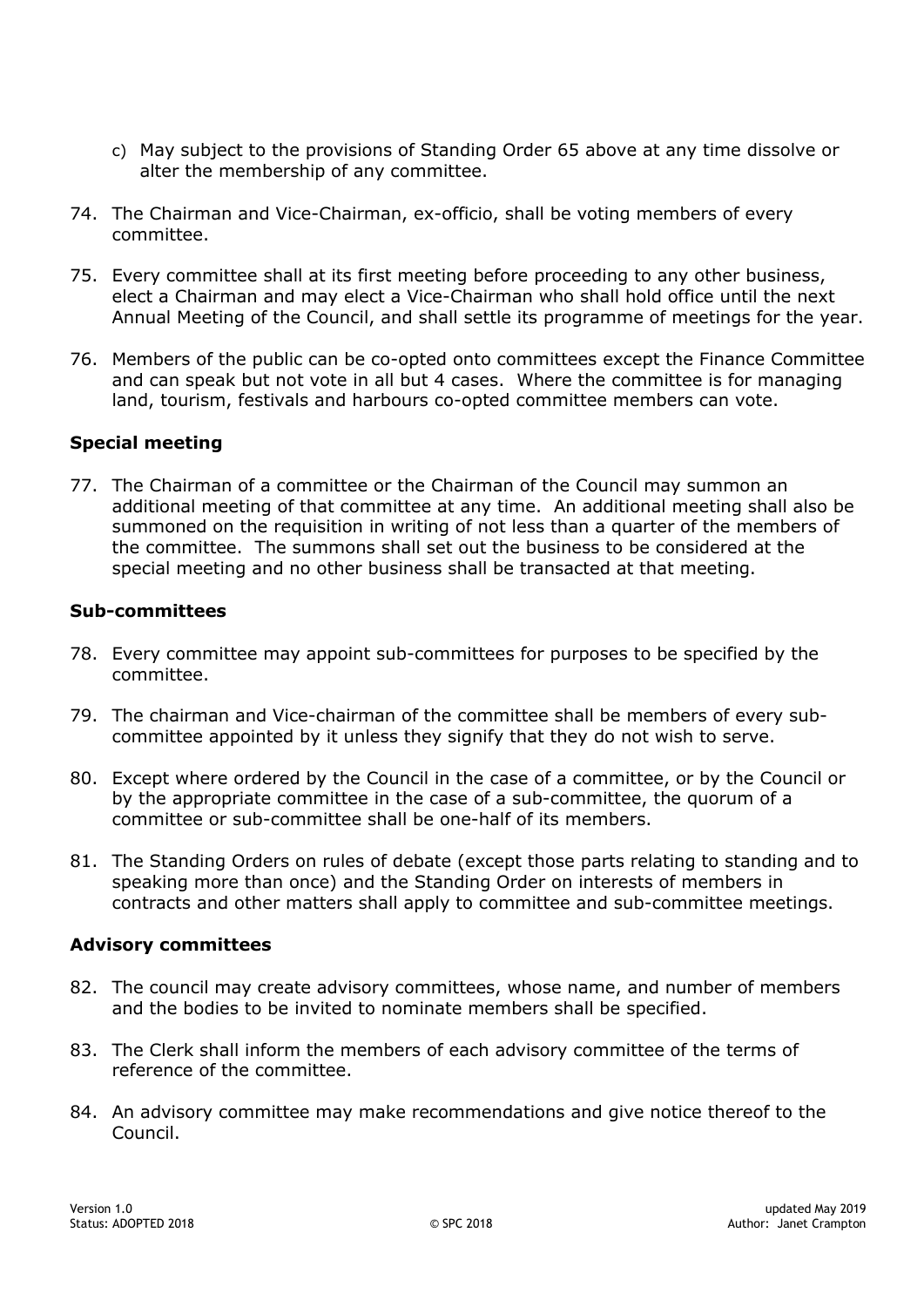c) May subject to the provisions of Standing Order 65 above at any time dissolve or alter the membership of any committee.

74. The Chairman and Vice-Chairman, ex-officio, shall be voting members of every committee.

75. Every committee shall at its first meeting before proceeding to any other business, elect a Chairman and may elect a Vice-Chairman who shall hold office until the next Annual Meeting of the Council, and shall settle its programme of meetings for the year.

76. Members of the public can be co-opted onto committees except the Finance Committee and can speak but not vote in all but 4 cases. Where the committee is for managing land, tourism, festivals and harbours co-opted committee members can vote.

### Special meeting

77. The Chairman of a committee or the Chairman of the Council may summon an additional meeting of that committee at any time. An additional meeting shall also be summoned on the requisition in writing of not less than a quarter of the members of the committee. The summons shall set out the business to be considered at the special meeting and no other business shall be transacted at that meeting.

### Sub-committees

78. Every committee may appoint sub-committees for purposes to be specified by the committee.

79. The chairman and Vice-chairman of the committee shall be members of every sub-committee appointed by it unless they signify that they do not wish to serve.

80. Except where ordered by the Council in the case of a committee, or by the Council or by the appropriate committee in the case of a sub-committee, the quorum of a committee or sub-committee shall be one-half of its members.

81. The Standing Orders on rules of debate (except those parts relating to standing and to speaking more than once) and the Standing Order on interests of members in contracts and other matters shall apply to committee and sub-committee meetings.

### Advisory committees

82. The council may create advisory committees, whose name, and number of members and the bodies to be invited to nominate members shall be specified.

83. The Clerk shall inform the members of each advisory committee of the terms of reference of the committee.

84. An advisory committee may make recommendations and give notice thereof to the Council.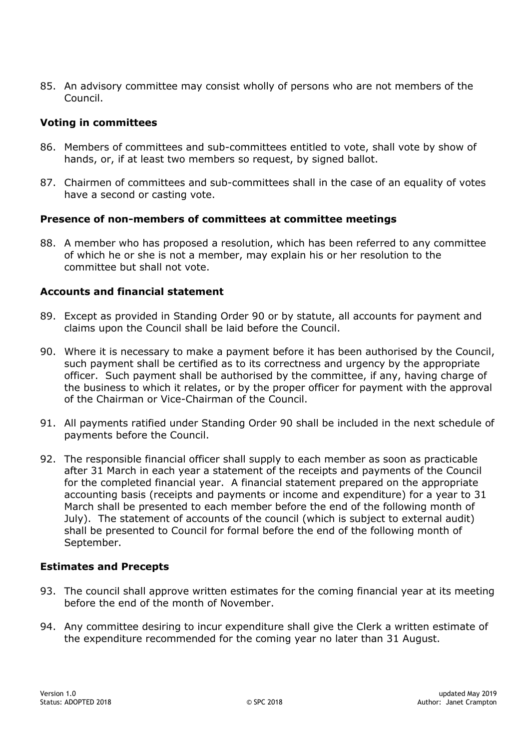85. An advisory committee may consist wholly of persons who are not members of the Council.

### Voting in committees

86. Members of committees and sub-committees entitled to vote, shall vote by show of hands, or, if at least two members so request, by signed ballot.

87. Chairmen of committees and sub-committees shall in the case of an equality of votes have a second or casting vote.

### Presence of non-members of committees at committee meetings

88. A member who has proposed a resolution, which has been referred to any committee of which he or she is not a member, may explain his or her resolution to the committee but shall not vote.

### Accounts and financial statement

89. Except as provided in Standing Order 90 or by statute, all accounts for payment and claims upon the Council shall be laid before the Council.

90. Where it is necessary to make a payment before it has been authorised by the Council, such payment shall be certified as to its correctness and urgency by the appropriate officer. Such payment shall be authorised by the committee, if any, having charge of the business to which it relates, or by the proper officer for payment with the approval of the Chairman or Vice-Chairman of the Council.

91. All payments ratified under Standing Order 90 shall be included in the next schedule of payments before the Council.

92. The responsible financial officer shall supply to each member as soon as practicable after 31 March in each year a statement of the receipts and payments of the Council for the completed financial year. A financial statement prepared on the appropriate accounting basis (receipts and payments or income and expenditure) for a year to 31 March shall be presented to each member before the end of the following month of July). The statement of accounts of the council (which is subject to external audit) shall be presented to Council for formal before the end of the following month of September.

### Estimates and Precepts

93. The council shall approve written estimates for the coming financial year at its meeting before the end of the month of November.

94. Any committee desiring to incur expenditure shall give the Clerk a written estimate of the expenditure recommended for the coming year no later than 31 August.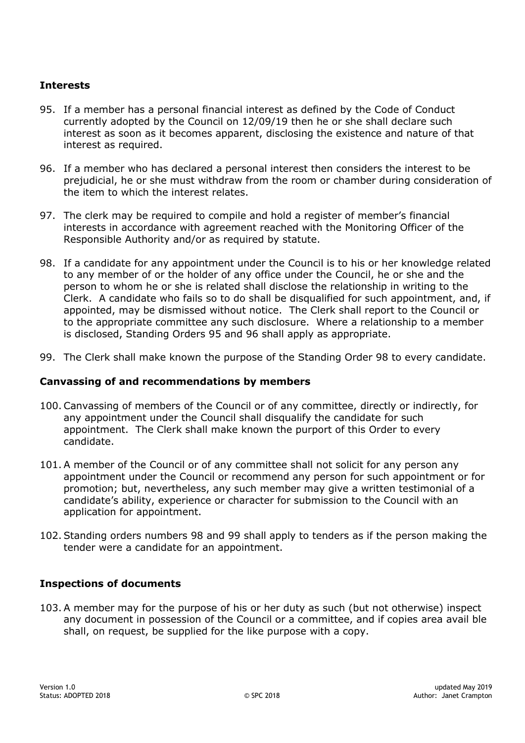## Interests

95. If a member has a personal financial interest as defined by the Code of Conduct currently adopted by the Council on 12/09/19 then he or she shall declare such interest as soon as it becomes apparent, disclosing the existence and nature of that interest as required.

96. If a member who has declared a personal interest then considers the interest to be prejudicial, he or she must withdraw from the room or chamber during consideration of the item to which the interest relates.

97. The clerk may be required to compile and hold a register of member's financial interests in accordance with agreement reached with the Monitoring Officer of the Responsible Authority and/or as required by statute.

98. If a candidate for any appointment under the Council is to his or her knowledge related to any member of or the holder of any office under the Council, he or she and the person to whom he or she is related shall disclose the relationship in writing to the Clerk. A candidate who fails so to do shall be disqualified for such appointment, and, if appointed, may be dismissed without notice. The Clerk shall report to the Council or to the appropriate committee any such disclosure. Where a relationship to a member is disclosed, Standing Orders 95 and 96 shall apply as appropriate.

99. The Clerk shall make known the purpose of the Standing Order 98 to every candidate.

## Canvassing of and recommendations by members

100. Canvassing of members of the Council or of any committee, directly or indirectly, for any appointment under the Council shall disqualify the candidate for such appointment. The Clerk shall make known the purport of this Order to every candidate.

101. A member of the Council or of any committee shall not solicit for any person any appointment under the Council or recommend any person for such appointment or for promotion; but, nevertheless, any such member may give a written testimonial of a candidate's ability, experience or character for submission to the Council with an application for appointment.

102. Standing orders numbers 98 and 99 shall apply to tenders as if the person making the tender were a candidate for an appointment.

## Inspections of documents

103. A member may for the purpose of his or her duty as such (but not otherwise) inspect any document in possession of the Council or a committee, and if copies area avail ble shall, on request, be supplied for the like purpose with a copy.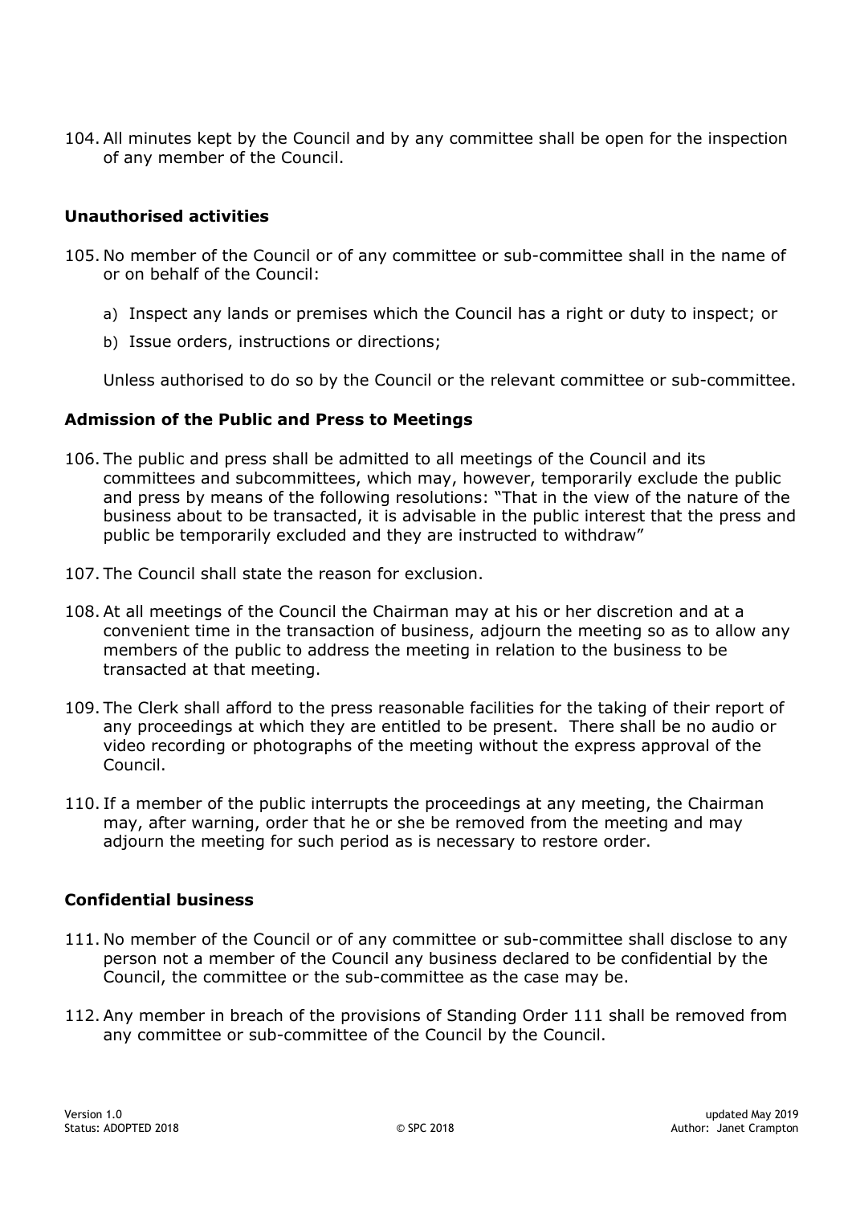104. All minutes kept by the Council and by any committee shall be open for the inspection of any member of the Council.

### Unauthorised activities

105. No member of the Council or of any committee or sub-committee shall in the name of or on behalf of the Council:

    a) Inspect any lands or premises which the Council has a right or duty to inspect; or

    b) Issue orders, instructions or directions;

    Unless authorised to do so by the Council or the relevant committee or sub-committee.

### Admission of the Public and Press to Meetings

106. The public and press shall be admitted to all meetings of the Council and its committees and subcommittees, which may, however, temporarily exclude the public and press by means of the following resolutions: "That in the view of the nature of the business about to be transacted, it is advisable in the public interest that the press and public be temporarily excluded and they are instructed to withdraw"

107. The Council shall state the reason for exclusion.

108. At all meetings of the Council the Chairman may at his or her discretion and at a convenient time in the transaction of business, adjourn the meeting so as to allow any members of the public to address the meeting in relation to the business to be transacted at that meeting.

109. The Clerk shall afford to the press reasonable facilities for the taking of their report of any proceedings at which they are entitled to be present. There shall be no audio or video recording or photographs of the meeting without the express approval of the Council.

110. If a member of the public interrupts the proceedings at any meeting, the Chairman may, after warning, order that he or she be removed from the meeting and may adjourn the meeting for such period as is necessary to restore order.

### Confidential business

111. No member of the Council or of any committee or sub-committee shall disclose to any person not a member of the Council any business declared to be confidential by the Council, the committee or the sub-committee as the case may be.

112. Any member in breach of the provisions of Standing Order 111 shall be removed from any committee or sub-committee of the Council by the Council.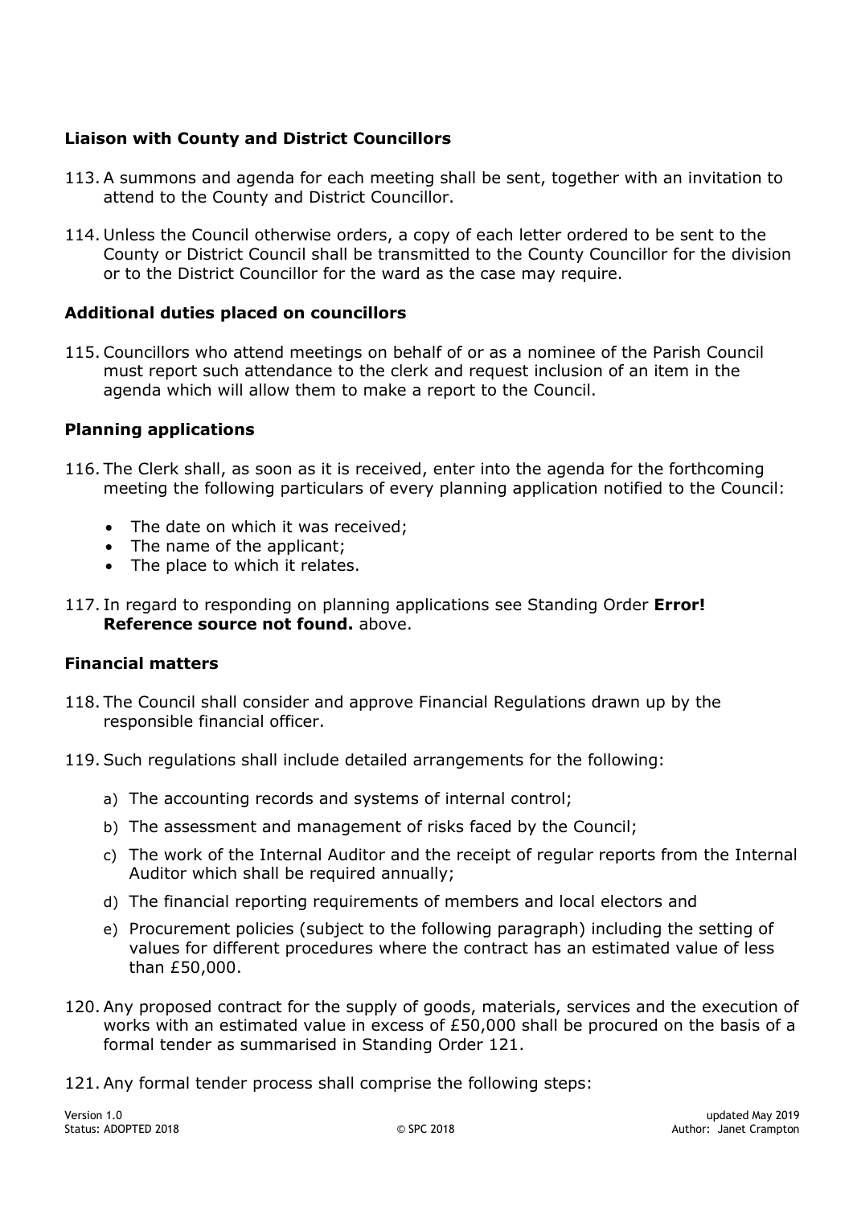### Liaison with County and District Councillors

113. A summons and agenda for each meeting shall be sent, together with an invitation to attend to the County and District Councillor.

114. Unless the Council otherwise orders, a copy of each letter ordered to be sent to the County or District Council shall be transmitted to the County Councillor for the division or to the District Councillor for the ward as the case may require.

### Additional duties placed on councillors

115. Councillors who attend meetings on behalf of or as a nominee of the Parish Council must report such attendance to the clerk and request inclusion of an item in the agenda which will allow them to make a report to the Council.

### Planning applications

116. The Clerk shall, as soon as it is received, enter into the agenda for the forthcoming meeting the following particulars of every planning application notified to the Council:

- The date on which it was received;
- The name of the applicant;
- The place to which it relates.

117. In regard to responding on planning applications see Standing Order **Error! Reference source not found.** above.

### Financial matters

118. The Council shall consider and approve Financial Regulations drawn up by the responsible financial officer.

119. Such regulations shall include detailed arrangements for the following:

   a) The accounting records and systems of internal control;

   b) The assessment and management of risks faced by the Council;

   c) The work of the Internal Auditor and the receipt of regular reports from the Internal Auditor which shall be required annually;

   d) The financial reporting requirements of members and local electors and

   e) Procurement policies (subject to the following paragraph) including the setting of values for different procedures where the contract has an estimated value of less than £50,000.

120. Any proposed contract for the supply of goods, materials, services and the execution of works with an estimated value in excess of £50,000 shall be procured on the basis of a formal tender as summarised in Standing Order 121.

121. Any formal tender process shall comprise the following steps: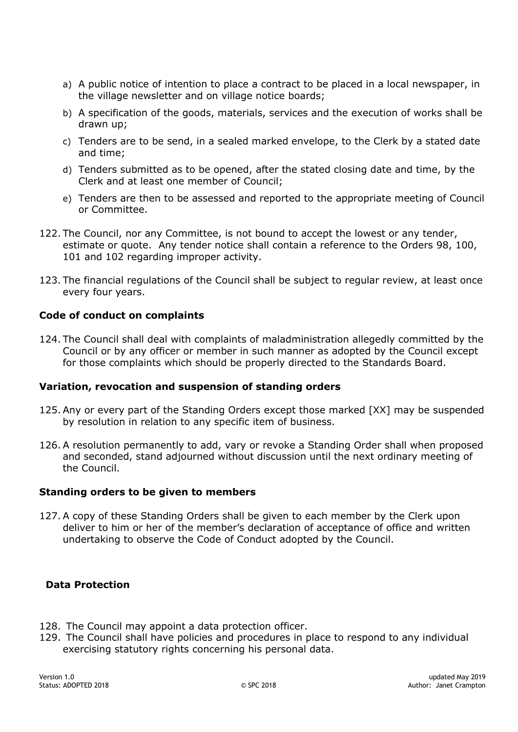a) A public notice of intention to place a contract to be placed in a local newspaper, in the village newsletter and on village notice boards;
b) A specification of the goods, materials, services and the execution of works shall be drawn up;
c) Tenders are to be send, in a sealed marked envelope, to the Clerk by a stated date and time;
d) Tenders submitted as to be opened, after the stated closing date and time, by the Clerk and at least one member of Council;
e) Tenders are then to be assessed and reported to the appropriate meeting of Council or Committee.

122. The Council, nor any Committee, is not bound to accept the lowest or any tender, estimate or quote. Any tender notice shall contain a reference to the Orders 98, 100, 101 and 102 regarding improper activity.

123. The financial regulations of the Council shall be subject to regular review, at least once every four years.

**Code of conduct on complaints**

124. The Council shall deal with complaints of maladministration allegedly committed by the Council or by any officer or member in such manner as adopted by the Council except for those complaints which should be properly directed to the Standards Board.

**Variation, revocation and suspension of standing orders**

125. Any or every part of the Standing Orders except those marked [XX] may be suspended by resolution in relation to any specific item of business.

126. A resolution permanently to add, vary or revoke a Standing Order shall when proposed and seconded, stand adjourned without discussion until the next ordinary meeting of the Council.

**Standing orders to be given to members**

127. A copy of these Standing Orders shall be given to each member by the Clerk upon deliver to him or her of the member's declaration of acceptance of office and written undertaking to observe the Code of Conduct adopted by the Council.

**Data Protection**

128. The Council may appoint a data protection officer.
129. The Council shall have policies and procedures in place to respond to any individual exercising statutory rights concerning his personal data.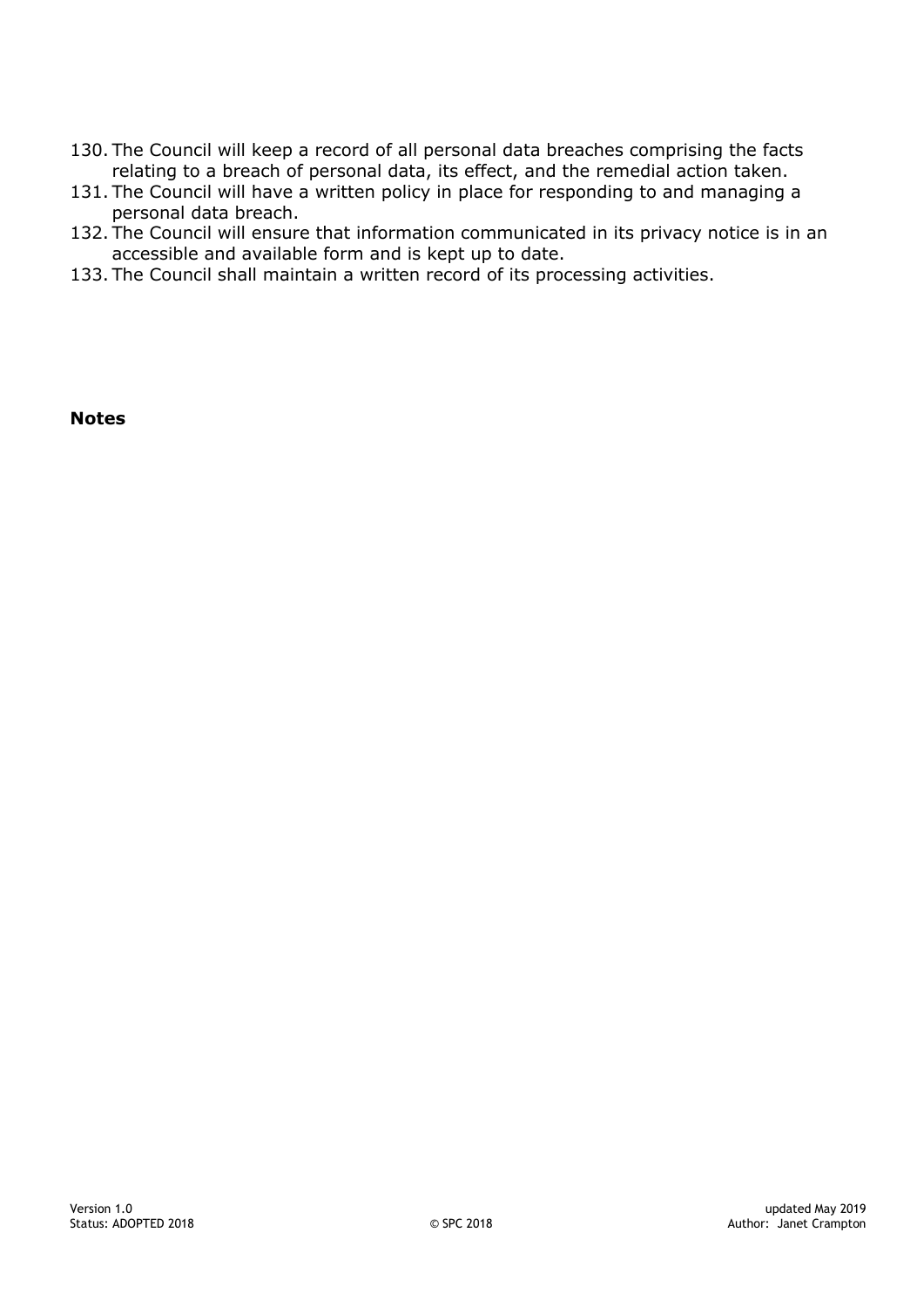130. The Council will keep a record of all personal data breaches comprising the facts relating to a breach of personal data, its effect, and the remedial action taken.
131. The Council will have a written policy in place for responding to and managing a personal data breach.
132. The Council will ensure that information communicated in its privacy notice is in an accessible and available form and is kept up to date.
133. The Council shall maintain a written record of its processing activities.

**Notes**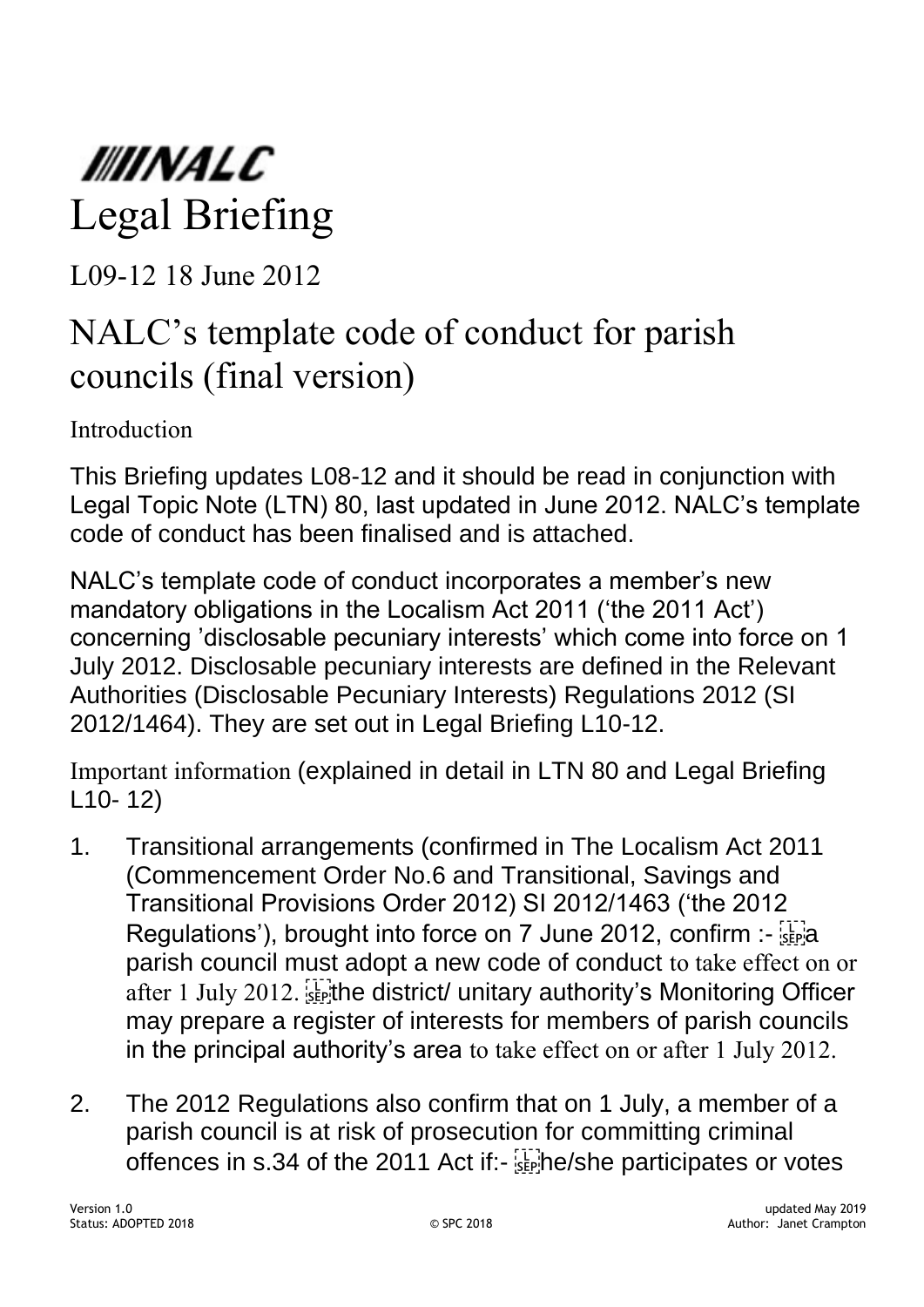# ////NALC

# Legal Briefing

L09-12 18 June 2012

## NALC's template code of conduct for parish councils (final version)

### Introduction

This Briefing updates L08-12 and it should be read in conjunction with Legal Topic Note (LTN) 80, last updated in June 2012. NALC's template code of conduct has been finalised and is attached.

NALC's template code of conduct incorporates a member's new mandatory obligations in the Localism Act 2011 ('the 2011 Act') concerning 'disclosable pecuniary interests' which come into force on 1 July 2012. Disclosable pecuniary interests are defined in the Relevant Authorities (Disclosable Pecuniary Interests) Regulations 2012 (SI 2012/1464). They are set out in Legal Briefing L10-12.

Important information (explained in detail in LTN 80 and Legal Briefing L10- 12)

1. Transitional arrangements (confirmed in The Localism Act 2011 (Commencement Order No.6 and Transitional, Savings and Transitional Provisions Order 2012) SI 2012/1463 ('the 2012 Regulations'), brought into force on 7 June 2012, confirm :- a parish council must adopt a new code of conduct to take effect on or after 1 July 2012. the district/ unitary authority's Monitoring Officer may prepare a register of interests for members of parish councils in the principal authority's area to take effect on or after 1 July 2012.

2. The 2012 Regulations also confirm that on 1 July, a member of a parish council is at risk of prosecution for committing criminal offences in s.34 of the 2011 Act if:- he/she participates or votes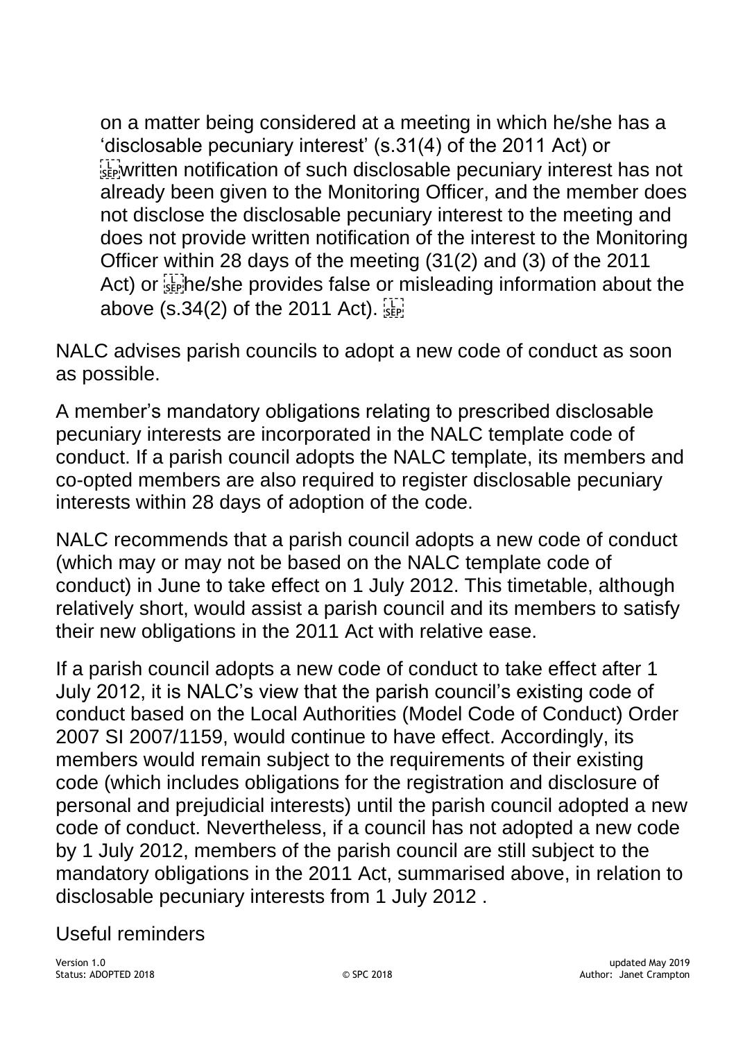on a matter being considered at a meeting in which he/she has a 'disclosable pecuniary interest' (s.31(4) of the 2011 Act) or written notification of such disclosable pecuniary interest has not already been given to the Monitoring Officer, and the member does not disclose the disclosable pecuniary interest to the meeting and does not provide written notification of the interest to the Monitoring Officer within 28 days of the meeting (31(2) and (3) of the 2011 Act) or he/she provides false or misleading information about the above (s.34(2) of the 2011 Act).

NALC advises parish councils to adopt a new code of conduct as soon as possible.

A member's mandatory obligations relating to prescribed disclosable pecuniary interests are incorporated in the NALC template code of conduct. If a parish council adopts the NALC template, its members and co-opted members are also required to register disclosable pecuniary interests within 28 days of adoption of the code.

NALC recommends that a parish council adopts a new code of conduct (which may or may not be based on the NALC template code of conduct) in June to take effect on 1 July 2012. This timetable, although relatively short, would assist a parish council and its members to satisfy their new obligations in the 2011 Act with relative ease.

If a parish council adopts a new code of conduct to take effect after 1 July 2012, it is NALC's view that the parish council's existing code of conduct based on the Local Authorities (Model Code of Conduct) Order 2007 SI 2007/1159, would continue to have effect. Accordingly, its members would remain subject to the requirements of their existing code (which includes obligations for the registration and disclosure of personal and prejudicial interests) until the parish council adopted a new code of conduct. Nevertheless, if a council has not adopted a new code by 1 July 2012, members of the parish council are still subject to the mandatory obligations in the 2011 Act, summarised above, in relation to disclosable pecuniary interests from 1 July 2012 .

Useful reminders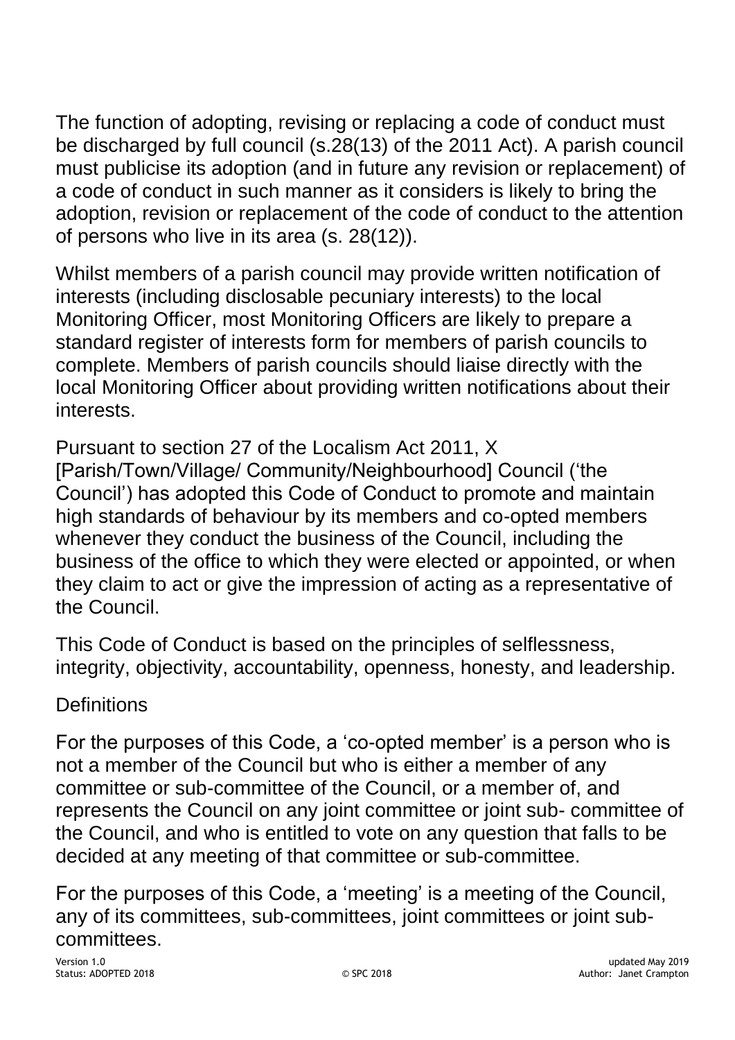The function of adopting, revising or replacing a code of conduct must be discharged by full council (s.28(13) of the 2011 Act). A parish council must publicise its adoption (and in future any revision or replacement) of a code of conduct in such manner as it considers is likely to bring the adoption, revision or replacement of the code of conduct to the attention of persons who live in its area (s. 28(12)).

Whilst members of a parish council may provide written notification of interests (including disclosable pecuniary interests) to the local Monitoring Officer, most Monitoring Officers are likely to prepare a standard register of interests form for members of parish councils to complete. Members of parish councils should liaise directly with the local Monitoring Officer about providing written notifications about their interests.

Pursuant to section 27 of the Localism Act 2011, X [Parish/Town/Village/ Community/Neighbourhood] Council ('the Council') has adopted this Code of Conduct to promote and maintain high standards of behaviour by its members and co-opted members whenever they conduct the business of the Council, including the business of the office to which they were elected or appointed, or when they claim to act or give the impression of acting as a representative of the Council.

This Code of Conduct is based on the principles of selflessness, integrity, objectivity, accountability, openness, honesty, and leadership.

Definitions

For the purposes of this Code, a 'co-opted member' is a person who is not a member of the Council but who is either a member of any committee or sub-committee of the Council, or a member of, and represents the Council on any joint committee or joint sub- committee of the Council, and who is entitled to vote on any question that falls to be decided at any meeting of that committee or sub-committee.

For the purposes of this Code, a 'meeting' is a meeting of the Council, any of its committees, sub-committees, joint committees or joint sub-committees.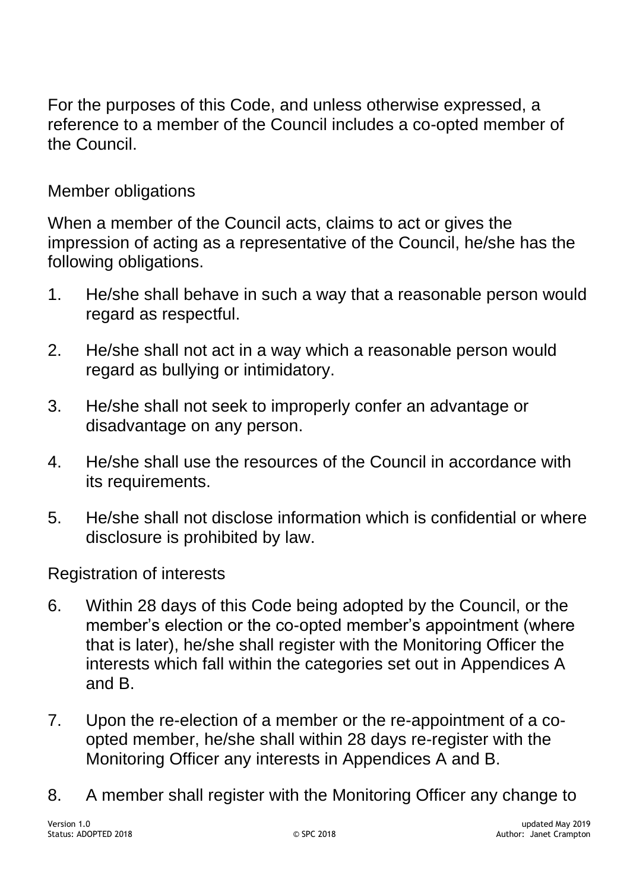For the purposes of this Code, and unless otherwise expressed, a reference to a member of the Council includes a co-opted member of the Council.

## Member obligations

When a member of the Council acts, claims to act or gives the impression of acting as a representative of the Council, he/she has the following obligations.

1. He/she shall behave in such a way that a reasonable person would regard as respectful.

2. He/she shall not act in a way which a reasonable person would regard as bullying or intimidatory.

3. He/she shall not seek to improperly confer an advantage or disadvantage on any person.

4. He/she shall use the resources of the Council in accordance with its requirements.

5. He/she shall not disclose information which is confidential or where disclosure is prohibited by law.

## Registration of interests

6. Within 28 days of this Code being adopted by the Council, or the member's election or the co-opted member's appointment (where that is later), he/she shall register with the Monitoring Officer the interests which fall within the categories set out in Appendices A and B.

7. Upon the re-election of a member or the re-appointment of a co-opted member, he/she shall within 28 days re-register with the Monitoring Officer any interests in Appendices A and B.

8. A member shall register with the Monitoring Officer any change to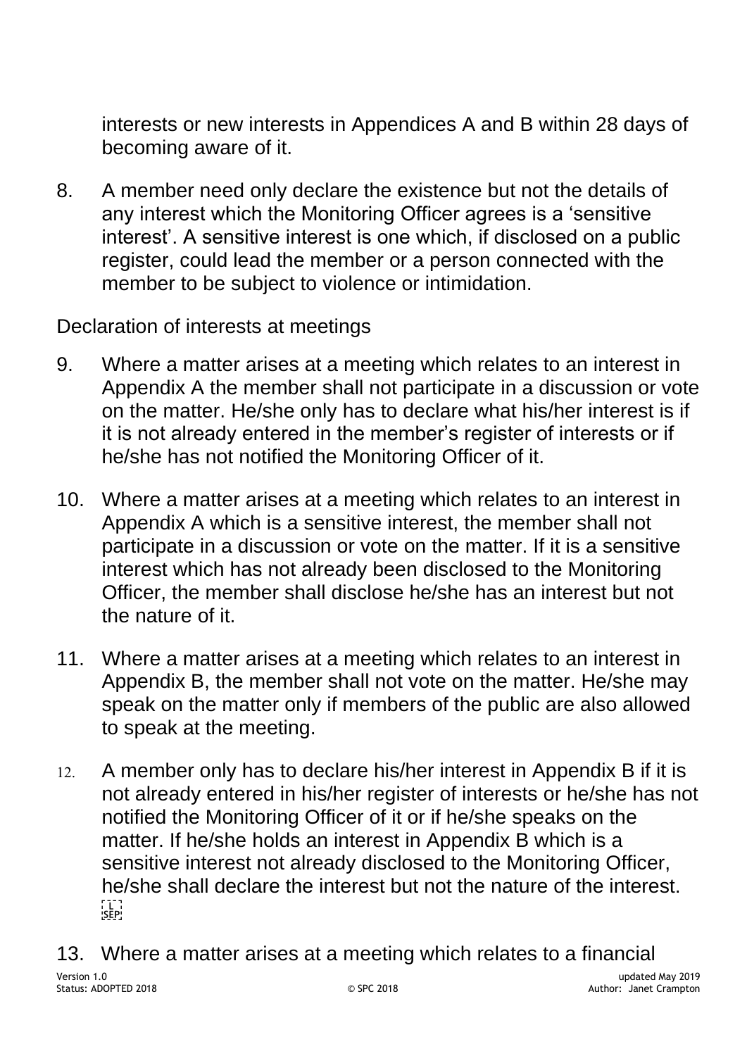interests or new interests in Appendices A and B within 28 days of becoming aware of it.

8. A member need only declare the existence but not the details of any interest which the Monitoring Officer agrees is a 'sensitive interest'. A sensitive interest is one which, if disclosed on a public register, could lead the member or a person connected with the member to be subject to violence or intimidation.

Declaration of interests at meetings

9. Where a matter arises at a meeting which relates to an interest in Appendix A the member shall not participate in a discussion or vote on the matter. He/she only has to declare what his/her interest is if it is not already entered in the member's register of interests or if he/she has not notified the Monitoring Officer of it.

10. Where a matter arises at a meeting which relates to an interest in Appendix A which is a sensitive interest, the member shall not participate in a discussion or vote on the matter. If it is a sensitive interest which has not already been disclosed to the Monitoring Officer, the member shall disclose he/she has an interest but not the nature of it.

11. Where a matter arises at a meeting which relates to an interest in Appendix B, the member shall not vote on the matter. He/she may speak on the matter only if members of the public are also allowed to speak at the meeting.

12. A member only has to declare his/her interest in Appendix B if it is not already entered in his/her register of interests or he/she has not notified the Monitoring Officer of it or if he/she speaks on the matter. If he/she holds an interest in Appendix B which is a sensitive interest not already disclosed to the Monitoring Officer, he/she shall declare the interest but not the nature of the interest.

13. Where a matter arises at a meeting which relates to a financial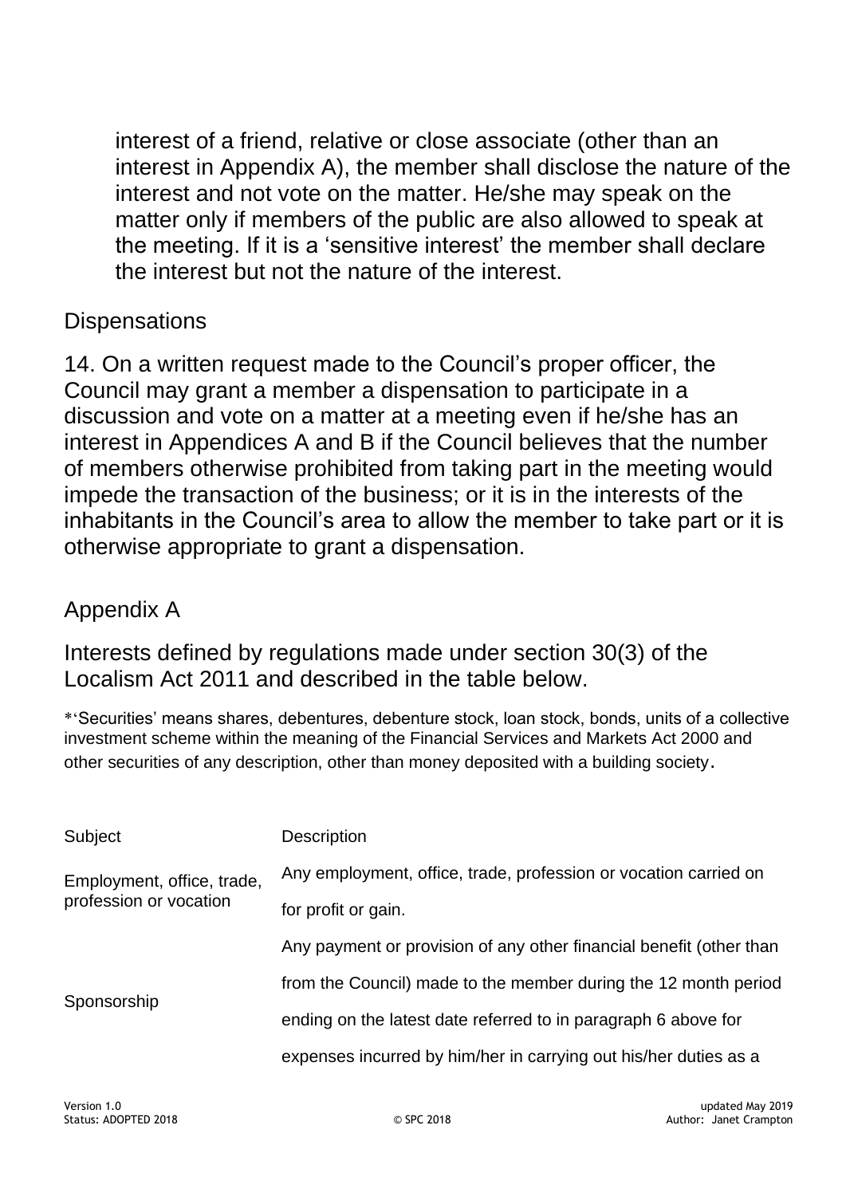interest of a friend, relative or close associate (other than an interest in Appendix A), the member shall disclose the nature of the interest and not vote on the matter. He/she may speak on the matter only if members of the public are also allowed to speak at the meeting. If it is a 'sensitive interest' the member shall declare the interest but not the nature of the interest.

## Dispensations

14. On a written request made to the Council's proper officer, the Council may grant a member a dispensation to participate in a discussion and vote on a matter at a meeting even if he/she has an interest in Appendices A and B if the Council believes that the number of members otherwise prohibited from taking part in the meeting would impede the transaction of the business; or it is in the interests of the inhabitants in the Council's area to allow the member to take part or it is otherwise appropriate to grant a dispensation.

## Appendix A

Interests defined by regulations made under section 30(3) of the Localism Act 2011 and described in the table below.

*'Securities' means shares, debentures, debenture stock, loan stock, bonds, units of a collective investment scheme within the meaning of the Financial Services and Markets Act 2000 and other securities of any description, other than money deposited with a building society.

| Subject | Description |
|---|---|
| Employment, office, trade, profession or vocation | Any employment, office, trade, profession or vocation carried on for profit or gain. |
| Sponsorship | Any payment or provision of any other financial benefit (other than from the Council) made to the member during the 12 month period ending on the latest date referred to in paragraph 6 above for expenses incurred by him/her in carrying out his/her duties as a |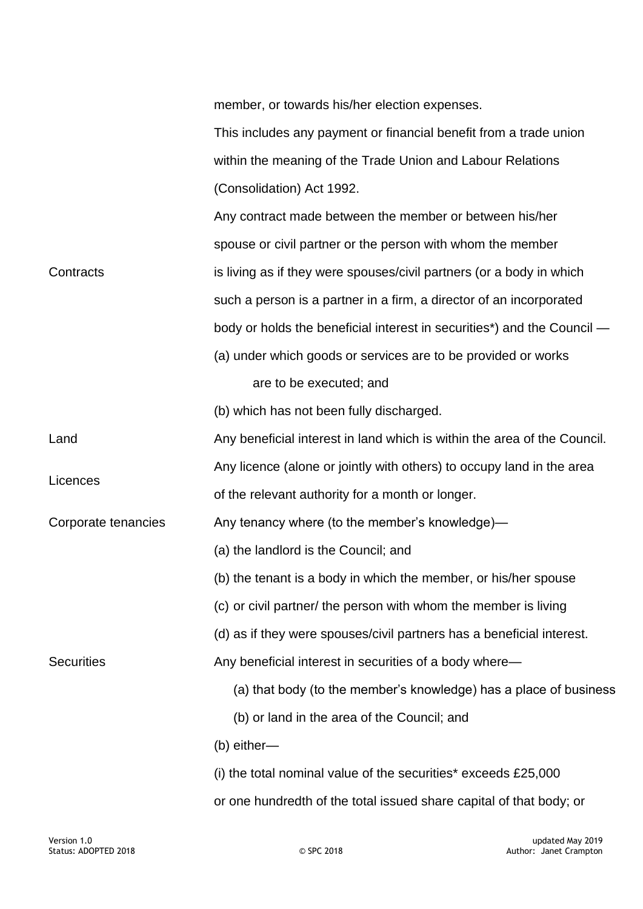| | |
|---|---|
| | member, or towards his/her election expenses. This includes any payment or financial benefit from a trade union within the meaning of the Trade Union and Labour Relations (Consolidation) Act 1992. |
| Contracts | Any contract made between the member or between his/her spouse or civil partner or the person with whom the member is living as if they were spouses/civil partners (or a body in which such a person is a partner in a firm, a director of an incorporated body or holds the beneficial interest in securities*) and the Council —<br>(a) under which goods or services are to be provided or works are to be executed; and<br>(b) which has not been fully discharged. |
| Land | Any beneficial interest in land which is within the area of the Council. |
| Licences | Any licence (alone or jointly with others) to occupy land in the area of the relevant authority for a month or longer. |
| Corporate tenancies | Any tenancy where (to the member's knowledge)—<br>(a) the landlord is the Council; and<br>(b) the tenant is a body in which the member, or his/her spouse<br>(c) or civil partner/ the person with whom the member is living<br>(d) as if they were spouses/civil partners has a beneficial interest. |
| Securities | Any beneficial interest in securities of a body where—<br>(a) that body (to the member's knowledge) has a place of business<br>(b) or land in the area of the Council; and<br>(b) either—<br>(i) the total nominal value of the securities* exceeds £25,000 or one hundredth of the total issued share capital of that body; or |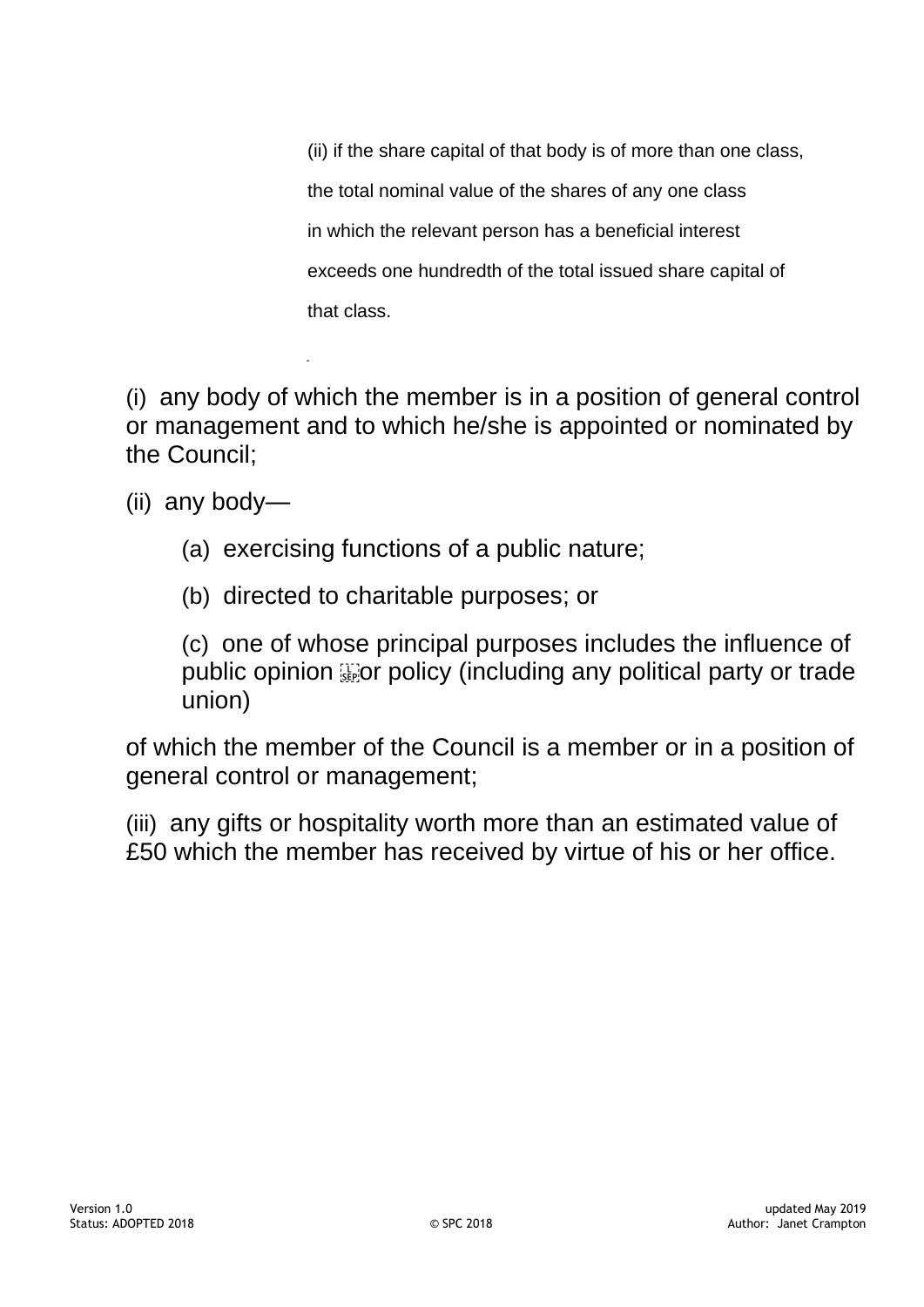(ii) if the share capital of that body is of more than one class, the total nominal value of the shares of any one class in which the relevant person has a beneficial interest exceeds one hundredth of the total issued share capital of that class.

(i) any body of which the member is in a position of general control or management and to which he/she is appointed or nominated by the Council;

(ii) any body—

(a) exercising functions of a public nature;

(b) directed to charitable purposes; or

(c) one of whose principal purposes includes the influence of public opinion or policy (including any political party or trade union)

of which the member of the Council is a member or in a position of general control or management;

(iii) any gifts or hospitality worth more than an estimated value of £50 which the member has received by virtue of his or her office.